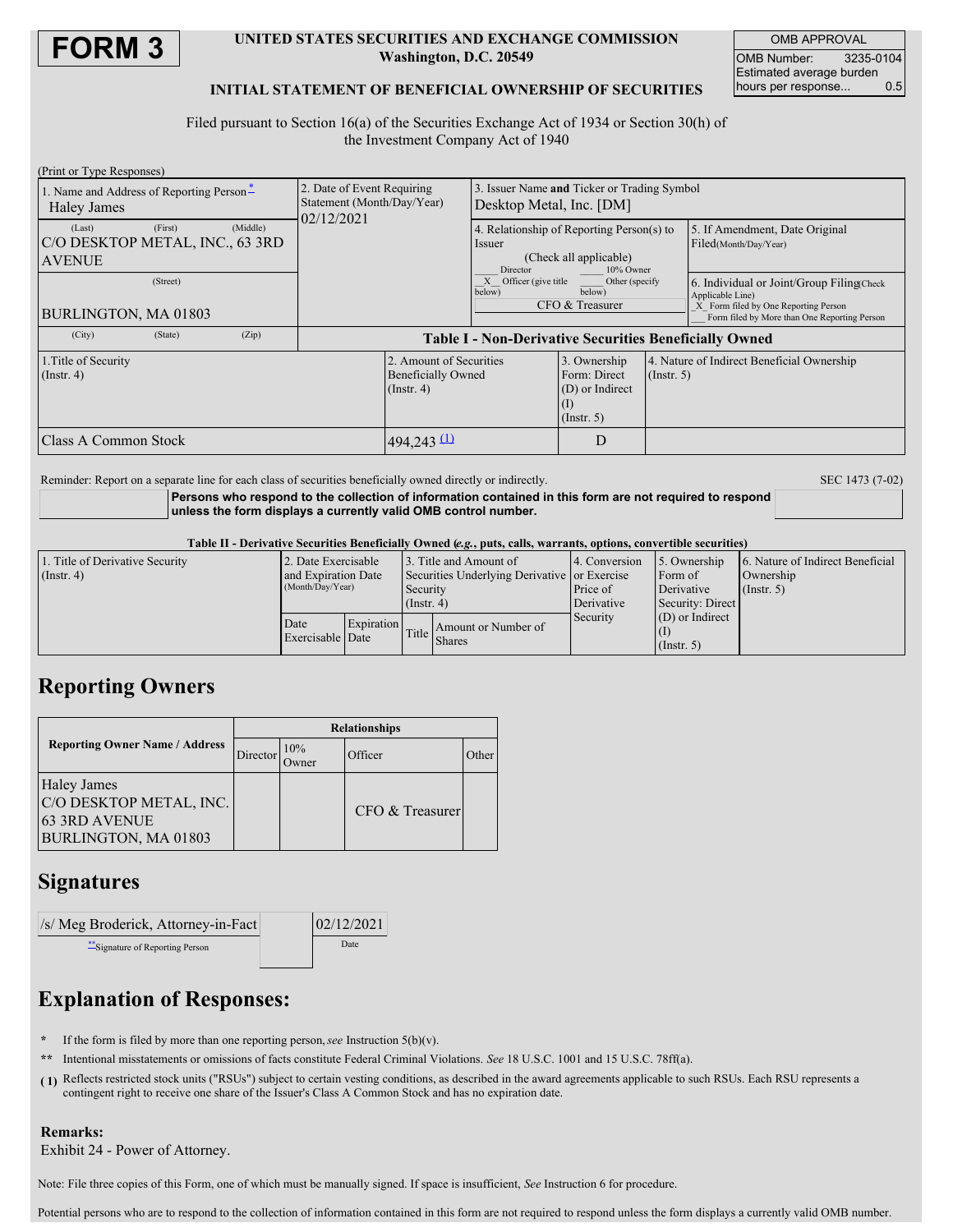# FORM 3

**UNITED STATES SECURITIES AND EXCHANGE COMMISSION**
**Washington, D.C. 20549**

**INITIAL STATEMENT OF BENEFICIAL OWNERSHIP OF SECURITIES**

| OMB APPROVAL | |
|---|---|
| OMB Number: | 3235-0104 |
| Estimated average burden hours per response... | 0.5 |

Filed pursuant to Section 16(a) of the Securities Exchange Act of 1934 or Section 30(h) of the Investment Company Act of 1940

(Print or Type Responses)

| 1. Name and Address of Reporting Person* | 2. Date of Event Requiring Statement (Month/Day/Year) | 3. Issuer Name and Ticker or Trading Symbol | |
|---|---|---|---|
| Haley James | 02/12/2021 | Desktop Metal, Inc. [DM] | |
| (Last) (First) (Middle) C/O DESKTOP METAL, INC., 63 3RD AVENUE | | 4. Relationship of Reporting Person(s) to Issuer (Check all applicable) ___ Director ___ 10% Owner _X_ Officer (give title below) ___ Other (specify below) CFO & Treasurer | 5. If Amendment, Date Original Filed(Month/Day/Year) |
| (Street) BURLINGTON, MA 01803 | | | 6. Individual or Joint/Group Filing(Check Applicable Line) _X_ Form filed by One Reporting Person ___ Form filed by More than One Reporting Person |
| (City) (State) (Zip) | | | |

**Table I - Non-Derivative Securities Beneficially Owned**

| 1.Title of Security (Instr. 4) | 2. Amount of Securities Beneficially Owned (Instr. 4) | 3. Ownership Form: Direct (D) or Indirect (I) (Instr. 5) | 4. Nature of Indirect Beneficial Ownership (Instr. 5) |
|---|---|---|---|
| Class A Common Stock | 494,243 (1) | D | |

Reminder: Report on a separate line for each class of securities beneficially owned directly or indirectly.

SEC 1473 (7-02)

**Persons who respond to the collection of information contained in this form are not required to respond unless the form displays a currently valid OMB control number.**

**Table II - Derivative Securities Beneficially Owned (*e.g.*, puts, calls, warrants, options, convertible securities)**

| 1. Title of Derivative Security (Instr. 4) | 2. Date Exercisable and Expiration Date (Month/Day/Year) | | 3. Title and Amount of Securities Underlying Derivative Security (Instr. 4) | | 4. Conversion or Exercise Price of Derivative Security | 5. Ownership Form of Derivative Security: Direct (D) or Indirect (I) (Instr. 5) | 6. Nature of Indirect Beneficial Ownership (Instr. 5) |
|---|---|---|---|---|---|---|---|
| | Date Exercisable | Expiration Date | Title | Amount or Number of Shares | | | |

## Reporting Owners

| Reporting Owner Name / Address | Relationships | | | |
|---|---|---|---|---|
| | Director | 10% Owner | Officer | Other |
| Haley James C/O DESKTOP METAL, INC. 63 3RD AVENUE BURLINGTON, MA 01803 | | | CFO & Treasurer | |

## Signatures

| /s/ Meg Broderick, Attorney-in-Fact | | 02/12/2021 |
|---|---|---|
| **Signature of Reporting Person | | Date |

## Explanation of Responses:

\* If the form is filed by more than one reporting person, *see* Instruction 5(b)(v).

\*\* Intentional misstatements or omissions of facts constitute Federal Criminal Violations. *See* 18 U.S.C. 1001 and 15 U.S.C. 78ff(a).

(1) Reflects restricted stock units ("RSUs") subject to certain vesting conditions, as described in the award agreements applicable to such RSUs. Each RSU represents a contingent right to receive one share of the Issuer's Class A Common Stock and has no expiration date.

**Remarks:**
Exhibit 24 - Power of Attorney.

Note: File three copies of this Form, one of which must be manually signed. If space is insufficient, *See* Instruction 6 for procedure.

Potential persons who are to respond to the collection of information contained in this form are not required to respond unless the form displays a currently valid OMB number.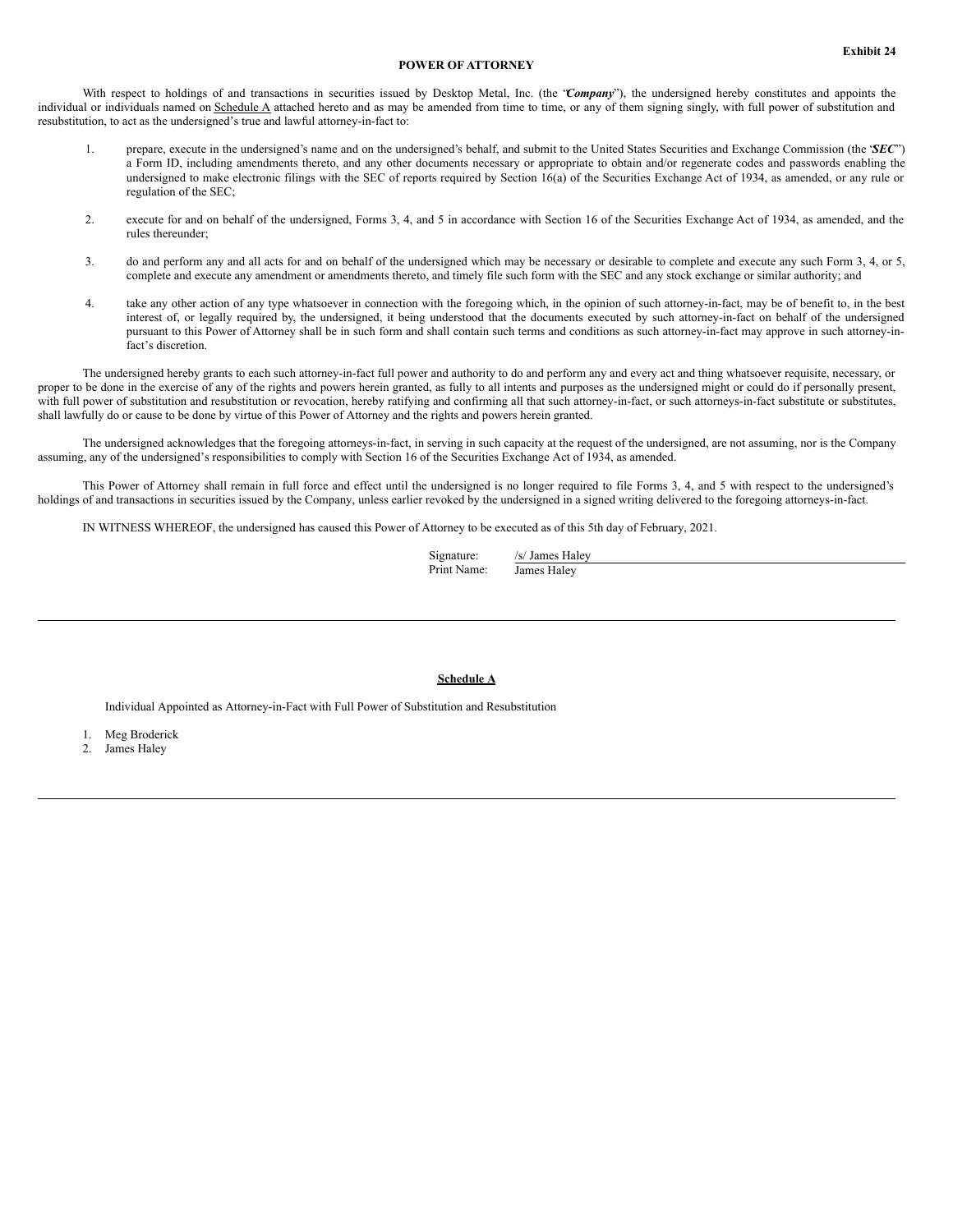**Exhibit 24**

**POWER OF ATTORNEY**

With respect to holdings of and transactions in securities issued by Desktop Metal, Inc. (the "***Company***"), the undersigned hereby constitutes and appoints the individual or individuals named on Schedule A attached hereto and as may be amended from time to time, or any of them signing singly, with full power of substitution and resubstitution, to act as the undersigned's true and lawful attorney-in-fact to:

1. prepare, execute in the undersigned's name and on the undersigned's behalf, and submit to the United States Securities and Exchange Commission (the "***SEC***") a Form ID, including amendments thereto, and any other documents necessary or appropriate to obtain and/or regenerate codes and passwords enabling the undersigned to make electronic filings with the SEC of reports required by Section 16(a) of the Securities Exchange Act of 1934, as amended, or any rule or regulation of the SEC;

2. execute for and on behalf of the undersigned, Forms 3, 4, and 5 in accordance with Section 16 of the Securities Exchange Act of 1934, as amended, and the rules thereunder;

3. do and perform any and all acts for and on behalf of the undersigned which may be necessary or desirable to complete and execute any such Form 3, 4, or 5, complete and execute any amendment or amendments thereto, and timely file such form with the SEC and any stock exchange or similar authority; and

4. take any other action of any type whatsoever in connection with the foregoing which, in the opinion of such attorney-in-fact, may be of benefit to, in the best interest of, or legally required by, the undersigned, it being understood that the documents executed by such attorney-in-fact on behalf of the undersigned pursuant to this Power of Attorney shall be in such form and shall contain such terms and conditions as such attorney-in-fact may approve in such attorney-in-fact's discretion.

The undersigned hereby grants to each such attorney-in-fact full power and authority to do and perform any and every act and thing whatsoever requisite, necessary, or proper to be done in the exercise of any of the rights and powers herein granted, as fully to all intents and purposes as the undersigned might or could do if personally present, with full power of substitution and resubstitution or revocation, hereby ratifying and confirming all that such attorney-in-fact, or such attorneys-in-fact substitute or substitutes, shall lawfully do or cause to be done by virtue of this Power of Attorney and the rights and powers herein granted.

The undersigned acknowledges that the foregoing attorneys-in-fact, in serving in such capacity at the request of the undersigned, are not assuming, nor is the Company assuming, any of the undersigned's responsibilities to comply with Section 16 of the Securities Exchange Act of 1934, as amended.

This Power of Attorney shall remain in full force and effect until the undersigned is no longer required to file Forms 3, 4, and 5 with respect to the undersigned's holdings of and transactions in securities issued by the Company, unless earlier revoked by the undersigned in a signed writing delivered to the foregoing attorneys-in-fact.

IN WITNESS WHEREOF, the undersigned has caused this Power of Attorney to be executed as of this 5th day of February, 2021.

Signature: /s/ James Haley
Print Name: James Haley

---

**Schedule A**

Individual Appointed as Attorney-in-Fact with Full Power of Substitution and Resubstitution

1. Meg Broderick
2. James Haley